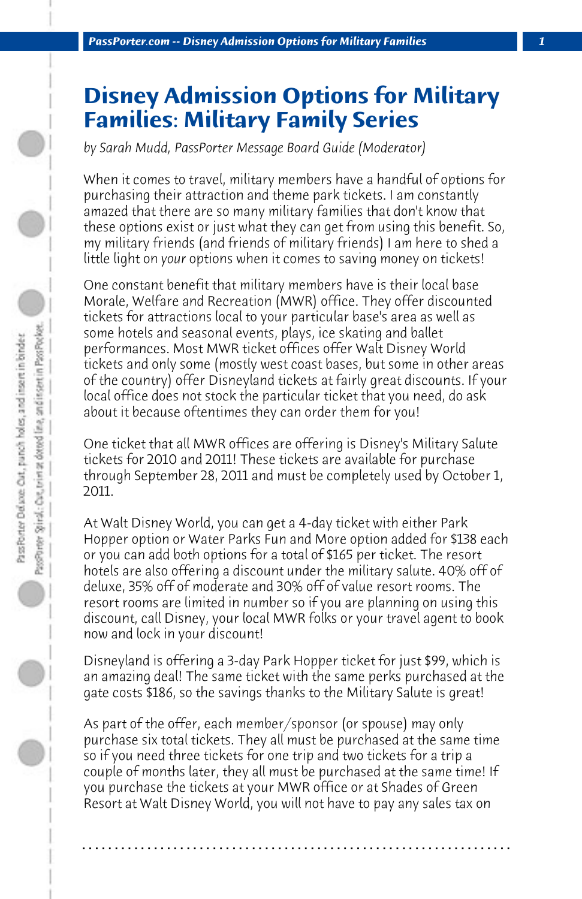# Disney Admission Options for Military Families: Military Family Series

*by Sarah Mudd, PassPorter Message Board Guide (Moderator)*

When it comes to travel, military members have a handful of options for purchasing their attraction and theme park tickets. I am constantly amazed that there are so many military families that don't know that these options exist or just what they can get from using this benefit. So, my military friends (and friends of military friends) I am here to shed a little light on *your* options when it comes to saving money on tickets!

One constant benefit that military members have is their local base Morale, Welfare and Recreation (MWR) office. They offer discounted tickets for attractions local to your particular base's area as well as some hotels and seasonal events, plays, ice skating and ballet performances. Most MWR ticket offices offer Walt Disney World tickets and only some (mostly west coast bases, but some in other areas of the country) offer Disneyland tickets at fairly great discounts. If your local office does not stock the particular ticket that you need, do ask about it because oftentimes they can order them for you!

One ticket that all MWR offices are offering is Disney's Military Salute tickets for 2010 and 2011! These tickets are available for purchase through September 28, 2011 and must be completely used by October 1, 2011.

At Walt Disney World, you can get a 4-day ticket with either Park Hopper option or Water Parks Fun and More option added for $138 each or you can add both options for a total of $165 per ticket. The resort hotels are also offering a discount under the military salute. 40% off of deluxe, 35% off of moderate and 30% off of value resort rooms. The resort rooms are limited in number so if you are planning on using this discount, call Disney, your local MWR folks or your travel agent to book now and lock in your discount!

Disneyland is offering a 3-day Park Hopper ticket for just $99, which is an amazing deal! The same ticket with the same perks purchased at the gate costs $186, so the savings thanks to the Military Salute is great!

As part of the offer, each member/sponsor (or spouse) may only purchase six total tickets. They all must be purchased at the same time so if you need three tickets for one trip and two tickets for a trip a couple of months later, they all must be purchased at the same time! If you purchase the tickets at your MWR office or at Shades of Green Resort at Walt Disney World, you will not have to pay any sales tax on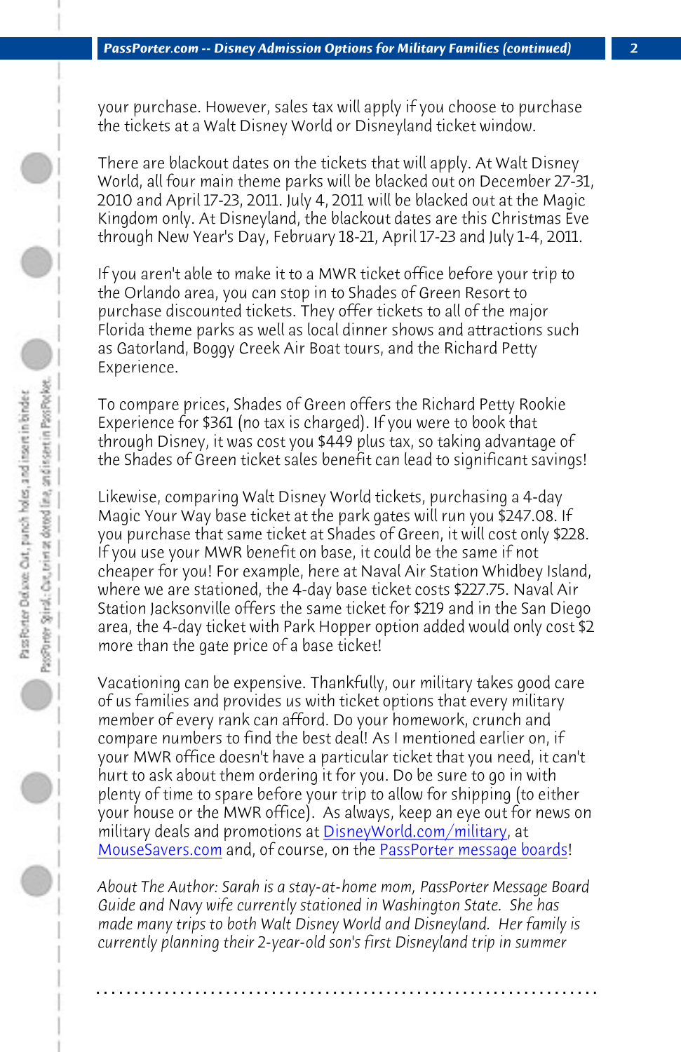your purchase. However, sales tax will apply if you choose to purchase the tickets at a Walt Disney World or Disneyland ticket window.

There are blackout dates on the tickets that will apply. At Walt Disney World, all four main theme parks will be blacked out on December 27-31, 2010 and April 17-23, 2011. July 4, 2011 will be blacked out at the Magic Kingdom only. At Disneyland, the blackout dates are this Christmas Eve through New Year's Day, February 18-21, April 17-23 and July 1-4, 2011.

If you aren't able to make it to a MWR ticket office before your trip to the Orlando area, you can stop in to Shades of Green Resort to purchase discounted tickets. They offer tickets to all of the major Florida theme parks as well as local dinner shows and attractions such as Gatorland, Boggy Creek Air Boat tours, and the Richard Petty Experience.

To compare prices, Shades of Green offers the Richard Petty Rookie Experience for $361 (no tax is charged). If you were to book that through Disney, it was cost you $449 plus tax, so taking advantage of the Shades of Green ticket sales benefit can lead to significant savings!

Likewise, comparing Walt Disney World tickets, purchasing a 4-day Magic Your Way base ticket at the park gates will run you $247.08. If you purchase that same ticket at Shades of Green, it will cost only $228. If you use your MWR benefit on base, it could be the same if not cheaper for you! For example, here at Naval Air Station Whidbey Island, where we are stationed, the 4-day base ticket costs $227.75. Naval Air Station Jacksonville offers the same ticket for $219 and in the San Diego area, the 4-day ticket with Park Hopper option added would only cost $2 more than the gate price of a base ticket!

Vacationing can be expensive. Thankfully, our military takes good care of us families and provides us with ticket options that every military member of every rank can afford. Do your homework, crunch and compare numbers to find the best deal! As I mentioned earlier on, if your MWR office doesn't have a particular ticket that you need, it can't hurt to ask about them ordering it for you. Do be sure to go in with plenty of time to spare before your trip to allow for shipping (to either your house or the MWR office). As always, keep an eye out for news on military deals and promotions at DisneyWorld.com/military, at MouseSavers.com and, of course, on the PassPorter message boards!

*About The Author: Sarah is a stay-at-home mom, PassPorter Message Board Guide and Navy wife currently stationed in Washington State. She has made many trips to both Walt Disney World and Disneyland. Her family is currently planning their 2-year-old son's first Disneyland trip in summer*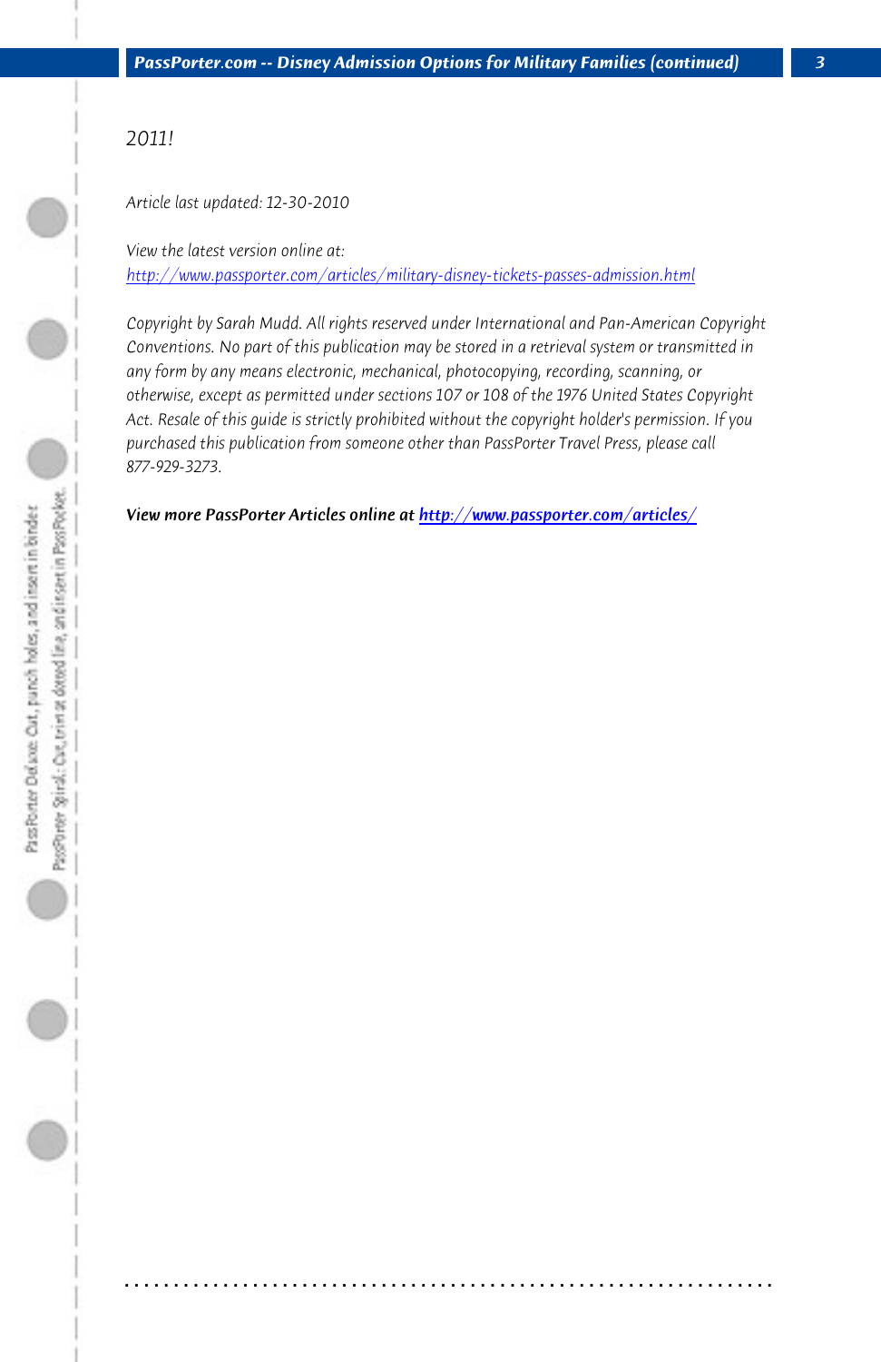*2011!*

*Article last updated: 12-30-2010*

*View the latest version online at:*
*http://www.passporter.com/articles/military-disney-tickets-passes-admission.html*

*Copyright by Sarah Mudd. All rights reserved under International and Pan-American Copyright Conventions. No part of this publication may be stored in a retrieval system or transmitted in any form by any means electronic, mechanical, photocopying, recording, scanning, or otherwise, except as permitted under sections 107 or 108 of the 1976 United States Copyright Act. Resale of this guide is strictly prohibited without the copyright holder's permission. If you purchased this publication from someone other than PassPorter Travel Press, please call 877-929-3273.*

***View more PassPorter Articles online at http://www.passporter.com/articles/***